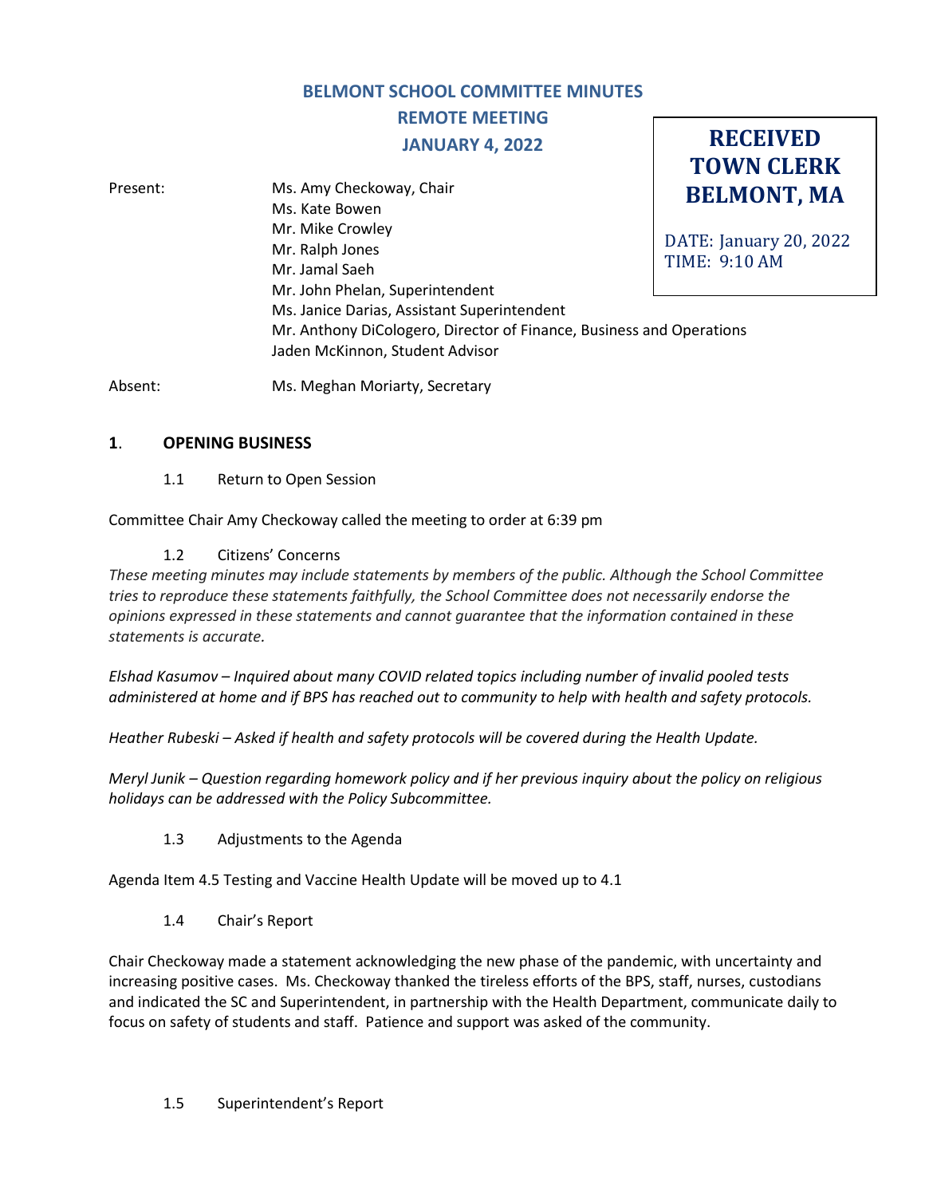# BELMONT SCHOOL COMMITTEE MINUTES
## REMOTE MEETING
## JANUARY 4, 2022

**RECEIVED TOWN CLERK BELMONT, MA**

DATE: January 20, 2022
TIME: 9:10 AM

Present: Ms. Amy Checkoway, Chair
Ms. Kate Bowen
Mr. Mike Crowley
Mr. Ralph Jones
Mr. Jamal Saeh
Mr. John Phelan, Superintendent
Ms. Janice Darias, Assistant Superintendent
Mr. Anthony DiCologero, Director of Finance, Business and Operations
Jaden McKinnon, Student Advisor

Absent: Ms. Meghan Moriarty, Secretary

### 1. OPENING BUSINESS

1.1 Return to Open Session

Committee Chair Amy Checkoway called the meeting to order at 6:39 pm

1.2 Citizens' Concerns

*These meeting minutes may include statements by members of the public. Although the School Committee tries to reproduce these statements faithfully, the School Committee does not necessarily endorse the opinions expressed in these statements and cannot guarantee that the information contained in these statements is accurate.*

*Elshad Kasumov – Inquired about many COVID related topics including number of invalid pooled tests administered at home and if BPS has reached out to community to help with health and safety protocols.*

*Heather Rubeski – Asked if health and safety protocols will be covered during the Health Update.*

*Meryl Junik – Question regarding homework policy and if her previous inquiry about the policy on religious holidays can be addressed with the Policy Subcommittee.*

1.3 Adjustments to the Agenda

Agenda Item 4.5 Testing and Vaccine Health Update will be moved up to 4.1

1.4 Chair's Report

Chair Checkoway made a statement acknowledging the new phase of the pandemic, with uncertainty and increasing positive cases. Ms. Checkoway thanked the tireless efforts of the BPS, staff, nurses, custodians and indicated the SC and Superintendent, in partnership with the Health Department, communicate daily to focus on safety of students and staff. Patience and support was asked of the community.

1.5 Superintendent's Report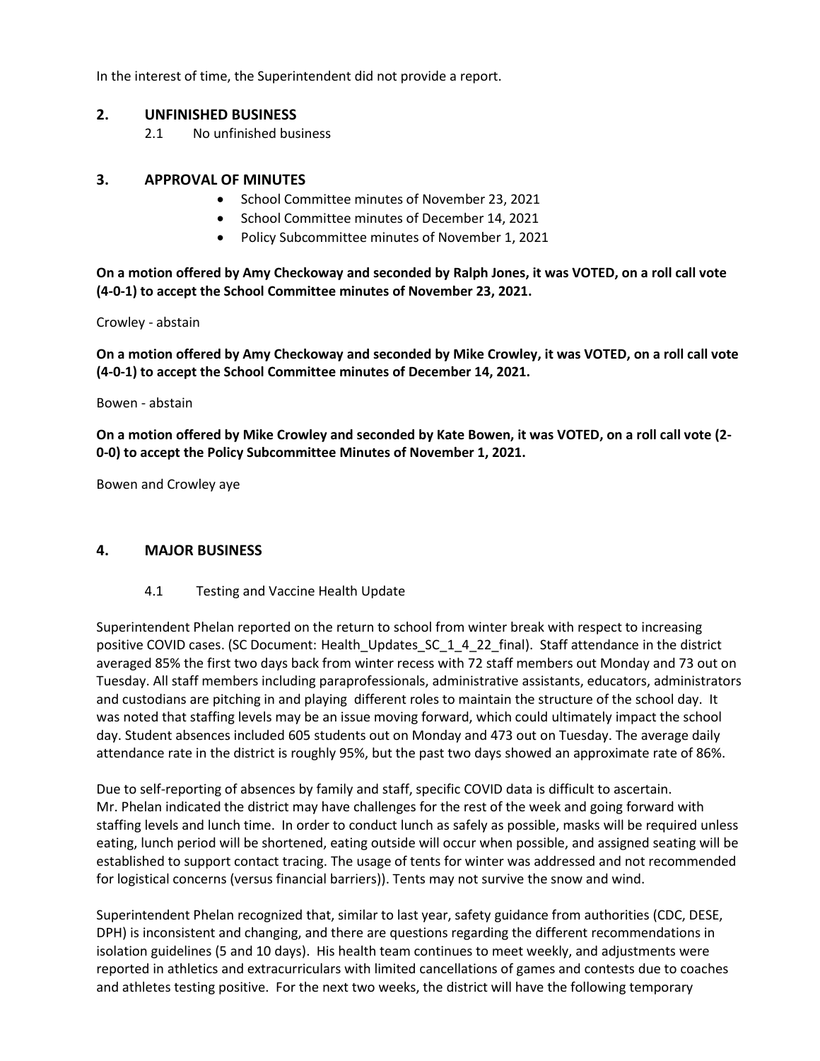In the interest of time, the Superintendent did not provide a report.

## 2. UNFINISHED BUSINESS

2.1 No unfinished business

## 3. APPROVAL OF MINUTES

- School Committee minutes of November 23, 2021
- School Committee minutes of December 14, 2021
- Policy Subcommittee minutes of November 1, 2021

**On a motion offered by Amy Checkoway and seconded by Ralph Jones, it was VOTED, on a roll call vote (4-0-1) to accept the School Committee minutes of November 23, 2021.**

Crowley - abstain

**On a motion offered by Amy Checkoway and seconded by Mike Crowley, it was VOTED, on a roll call vote (4-0-1) to accept the School Committee minutes of December 14, 2021.**

Bowen - abstain

**On a motion offered by Mike Crowley and seconded by Kate Bowen, it was VOTED, on a roll call vote (2-0-0) to accept the Policy Subcommittee Minutes of November 1, 2021.**

Bowen and Crowley aye

## 4. MAJOR BUSINESS

4.1 Testing and Vaccine Health Update

Superintendent Phelan reported on the return to school from winter break with respect to increasing positive COVID cases. (SC Document: Health_Updates_SC_1_4_22_final). Staff attendance in the district averaged 85% the first two days back from winter recess with 72 staff members out Monday and 73 out on Tuesday. All staff members including paraprofessionals, administrative assistants, educators, administrators and custodians are pitching in and playing different roles to maintain the structure of the school day. It was noted that staffing levels may be an issue moving forward, which could ultimately impact the school day. Student absences included 605 students out on Monday and 473 out on Tuesday. The average daily attendance rate in the district is roughly 95%, but the past two days showed an approximate rate of 86%.

Due to self-reporting of absences by family and staff, specific COVID data is difficult to ascertain. Mr. Phelan indicated the district may have challenges for the rest of the week and going forward with staffing levels and lunch time. In order to conduct lunch as safely as possible, masks will be required unless eating, lunch period will be shortened, eating outside will occur when possible, and assigned seating will be established to support contact tracing. The usage of tents for winter was addressed and not recommended for logistical concerns (versus financial barriers)). Tents may not survive the snow and wind.

Superintendent Phelan recognized that, similar to last year, safety guidance from authorities (CDC, DESE, DPH) is inconsistent and changing, and there are questions regarding the different recommendations in isolation guidelines (5 and 10 days). His health team continues to meet weekly, and adjustments were reported in athletics and extracurriculars with limited cancellations of games and contests due to coaches and athletes testing positive. For the next two weeks, the district will have the following temporary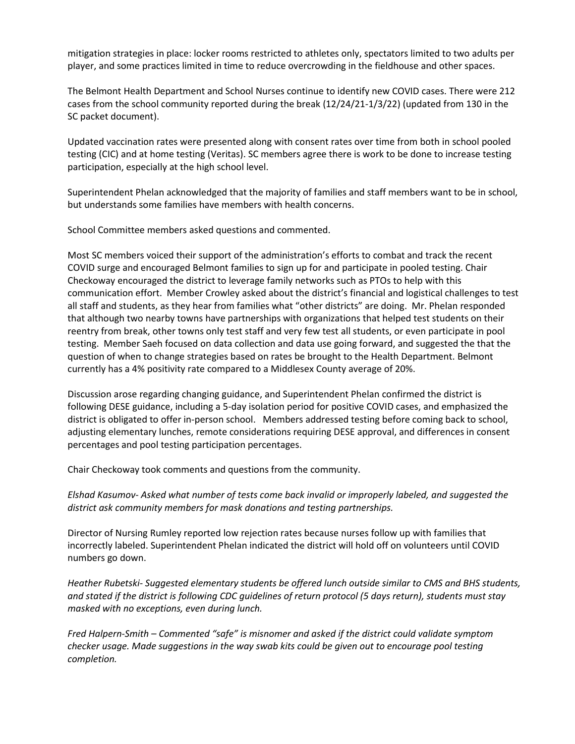mitigation strategies in place: locker rooms restricted to athletes only, spectators limited to two adults per player, and some practices limited in time to reduce overcrowding in the fieldhouse and other spaces.

The Belmont Health Department and School Nurses continue to identify new COVID cases. There were 212 cases from the school community reported during the break (12/24/21-1/3/22) (updated from 130 in the SC packet document).

Updated vaccination rates were presented along with consent rates over time from both in school pooled testing (CIC) and at home testing (Veritas). SC members agree there is work to be done to increase testing participation, especially at the high school level.

Superintendent Phelan acknowledged that the majority of families and staff members want to be in school, but understands some families have members with health concerns.

School Committee members asked questions and commented.

Most SC members voiced their support of the administration's efforts to combat and track the recent COVID surge and encouraged Belmont families to sign up for and participate in pooled testing. Chair Checkoway encouraged the district to leverage family networks such as PTOs to help with this communication effort. Member Crowley asked about the district's financial and logistical challenges to test all staff and students, as they hear from families what "other districts" are doing. Mr. Phelan responded that although two nearby towns have partnerships with organizations that helped test students on their reentry from break, other towns only test staff and very few test all students, or even participate in pool testing. Member Saeh focused on data collection and data use going forward, and suggested the that the question of when to change strategies based on rates be brought to the Health Department. Belmont currently has a 4% positivity rate compared to a Middlesex County average of 20%.

Discussion arose regarding changing guidance, and Superintendent Phelan confirmed the district is following DESE guidance, including a 5-day isolation period for positive COVID cases, and emphasized the district is obligated to offer in-person school. Members addressed testing before coming back to school, adjusting elementary lunches, remote considerations requiring DESE approval, and differences in consent percentages and pool testing participation percentages.

Chair Checkoway took comments and questions from the community.

*Elshad Kasumov- Asked what number of tests come back invalid or improperly labeled, and suggested the district ask community members for mask donations and testing partnerships.*

Director of Nursing Rumley reported low rejection rates because nurses follow up with families that incorrectly labeled. Superintendent Phelan indicated the district will hold off on volunteers until COVID numbers go down.

*Heather Rubetski- Suggested elementary students be offered lunch outside similar to CMS and BHS students, and stated if the district is following CDC guidelines of return protocol (5 days return), students must stay masked with no exceptions, even during lunch.*

*Fred Halpern-Smith – Commented "safe" is misnomer and asked if the district could validate symptom checker usage. Made suggestions in the way swab kits could be given out to encourage pool testing completion.*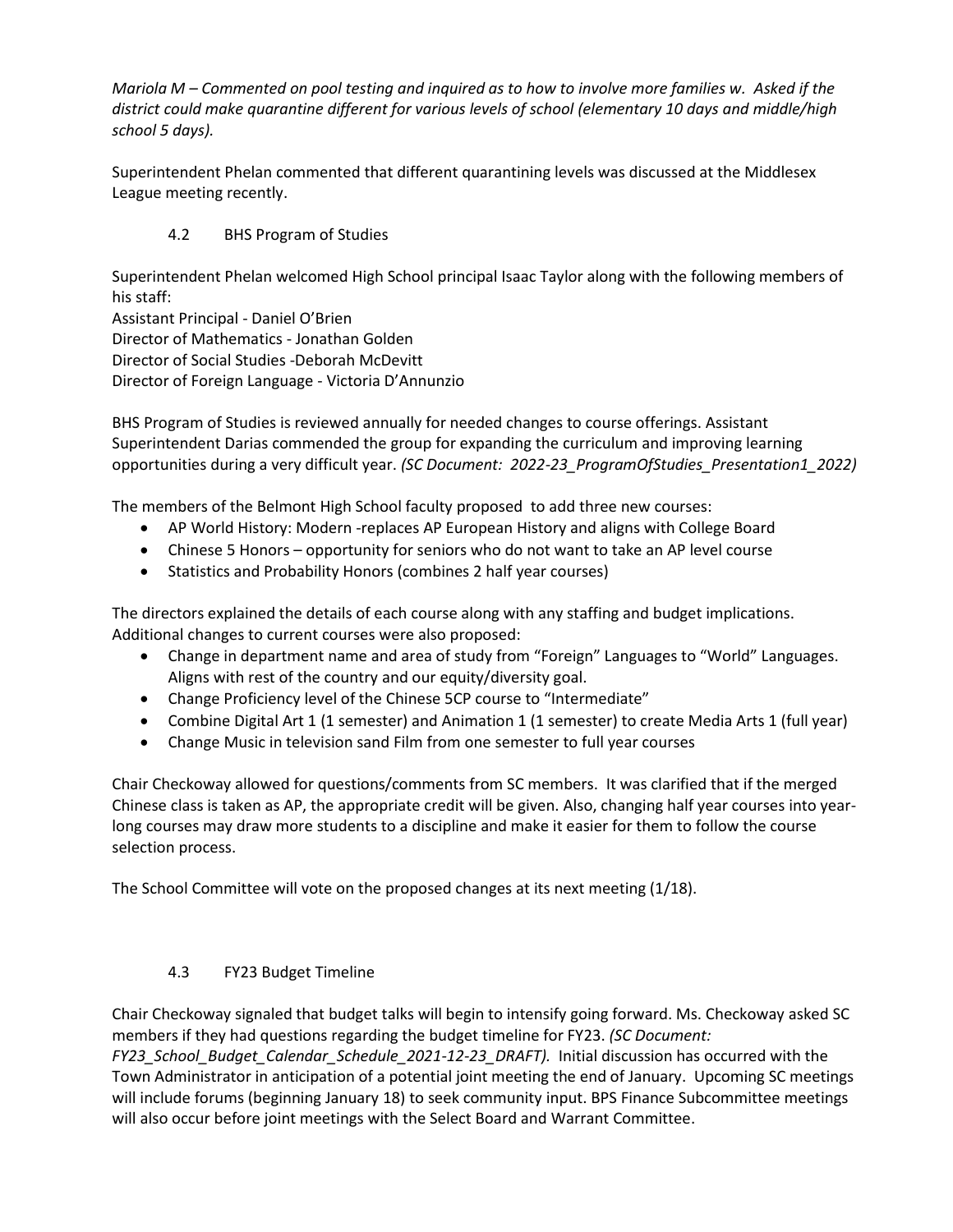*Mariola M – Commented on pool testing and inquired as to how to involve more families w. Asked if the district could make quarantine different for various levels of school (elementary 10 days and middle/high school 5 days).*

Superintendent Phelan commented that different quarantining levels was discussed at the Middlesex League meeting recently.

### 4.2 BHS Program of Studies

Superintendent Phelan welcomed High School principal Isaac Taylor along with the following members of his staff:
Assistant Principal - Daniel O'Brien
Director of Mathematics - Jonathan Golden
Director of Social Studies -Deborah McDevitt
Director of Foreign Language - Victoria D'Annunzio

BHS Program of Studies is reviewed annually for needed changes to course offerings. Assistant Superintendent Darias commended the group for expanding the curriculum and improving learning opportunities during a very difficult year. *(SC Document: 2022-23_ProgramOfStudies_Presentation1_2022)*

The members of the Belmont High School faculty proposed to add three new courses:

- AP World History: Modern -replaces AP European History and aligns with College Board
- Chinese 5 Honors – opportunity for seniors who do not want to take an AP level course
- Statistics and Probability Honors (combines 2 half year courses)

The directors explained the details of each course along with any staffing and budget implications. Additional changes to current courses were also proposed:

- Change in department name and area of study from "Foreign" Languages to "World" Languages. Aligns with rest of the country and our equity/diversity goal.
- Change Proficiency level of the Chinese 5CP course to "Intermediate"
- Combine Digital Art 1 (1 semester) and Animation 1 (1 semester) to create Media Arts 1 (full year)
- Change Music in television sand Film from one semester to full year courses

Chair Checkoway allowed for questions/comments from SC members. It was clarified that if the merged Chinese class is taken as AP, the appropriate credit will be given. Also, changing half year courses into year-long courses may draw more students to a discipline and make it easier for them to follow the course selection process.

The School Committee will vote on the proposed changes at its next meeting (1/18).

### 4.3 FY23 Budget Timeline

Chair Checkoway signaled that budget talks will begin to intensify going forward. Ms. Checkoway asked SC members if they had questions regarding the budget timeline for FY23. *(SC Document: FY23_School_Budget_Calendar_Schedule_2021-12-23_DRAFT).* Initial discussion has occurred with the Town Administrator in anticipation of a potential joint meeting the end of January. Upcoming SC meetings will include forums (beginning January 18) to seek community input. BPS Finance Subcommittee meetings will also occur before joint meetings with the Select Board and Warrant Committee.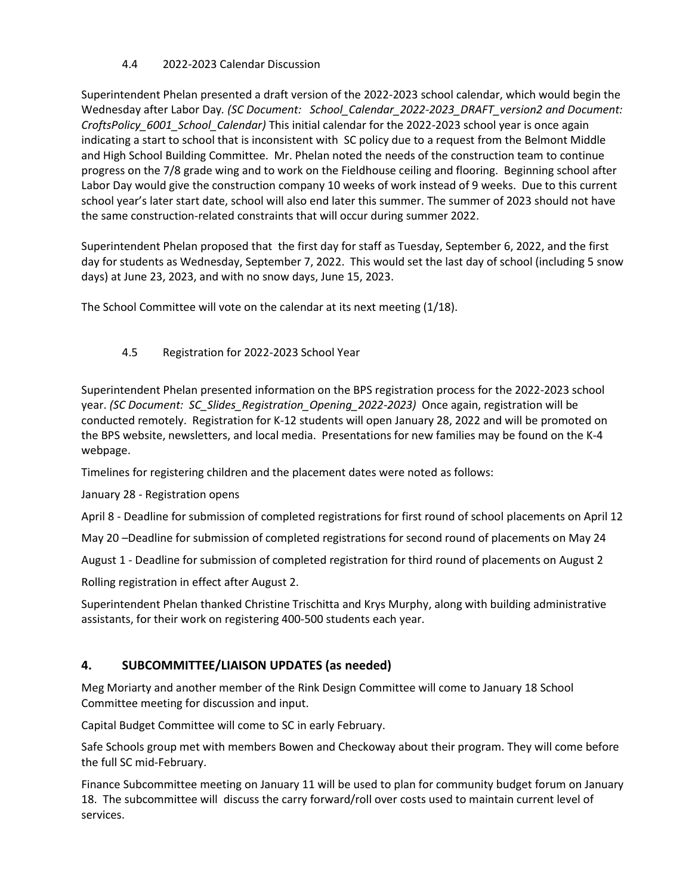### 4.4 2022-2023 Calendar Discussion

Superintendent Phelan presented a draft version of the 2022-2023 school calendar, which would begin the Wednesday after Labor Day*. (SC Document: School_Calendar_2022-2023_DRAFT_version2 and Document: CroftsPolicy_6001_School_Calendar)* This initial calendar for the 2022-2023 school year is once again indicating a start to school that is inconsistent with SC policy due to a request from the Belmont Middle and High School Building Committee. Mr. Phelan noted the needs of the construction team to continue progress on the 7/8 grade wing and to work on the Fieldhouse ceiling and flooring. Beginning school after Labor Day would give the construction company 10 weeks of work instead of 9 weeks. Due to this current school year's later start date, school will also end later this summer. The summer of 2023 should not have the same construction-related constraints that will occur during summer 2022.

Superintendent Phelan proposed that the first day for staff as Tuesday, September 6, 2022, and the first day for students as Wednesday, September 7, 2022. This would set the last day of school (including 5 snow days) at June 23, 2023, and with no snow days, June 15, 2023.

The School Committee will vote on the calendar at its next meeting (1/18).

### 4.5 Registration for 2022-2023 School Year

Superintendent Phelan presented information on the BPS registration process for the 2022-2023 school year. *(SC Document: SC_Slides_Registration_Opening_2022-2023)* Once again, registration will be conducted remotely. Registration for K-12 students will open January 28, 2022 and will be promoted on the BPS website, newsletters, and local media. Presentations for new families may be found on the K-4 webpage.

Timelines for registering children and the placement dates were noted as follows:

January 28 - Registration opens

April 8 - Deadline for submission of completed registrations for first round of school placements on April 12

May 20 –Deadline for submission of completed registrations for second round of placements on May 24

August 1 - Deadline for submission of completed registration for third round of placements on August 2

Rolling registration in effect after August 2.

Superintendent Phelan thanked Christine Trischitta and Krys Murphy, along with building administrative assistants, for their work on registering 400-500 students each year.

## 4. SUBCOMMITTEE/LIAISON UPDATES (as needed)

Meg Moriarty and another member of the Rink Design Committee will come to January 18 School Committee meeting for discussion and input.

Capital Budget Committee will come to SC in early February.

Safe Schools group met with members Bowen and Checkoway about their program. They will come before the full SC mid-February.

Finance Subcommittee meeting on January 11 will be used to plan for community budget forum on January 18. The subcommittee will discuss the carry forward/roll over costs used to maintain current level of services.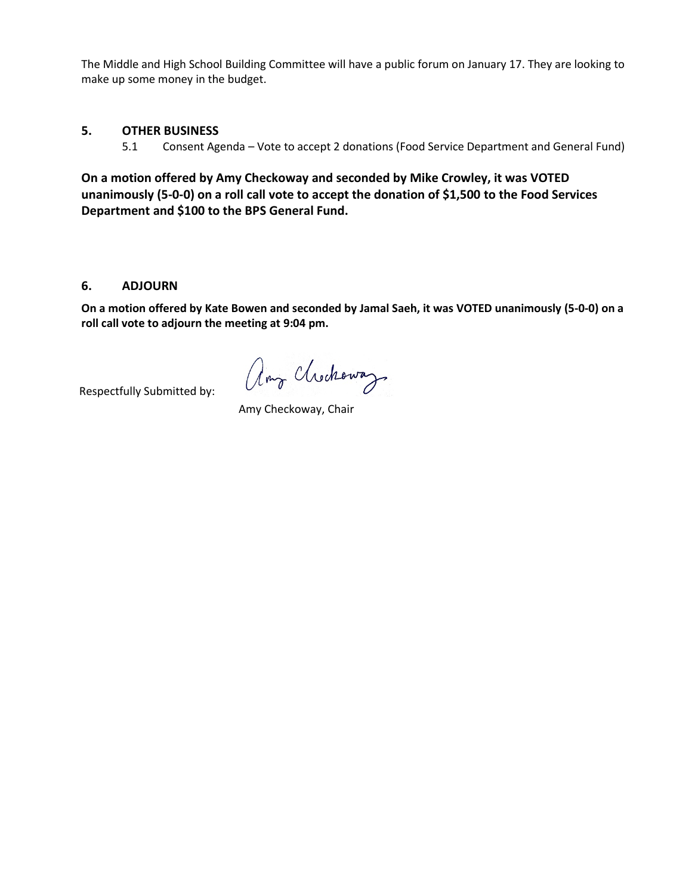The Middle and High School Building Committee will have a public forum on January 17. They are looking to make up some money in the budget.

## 5. OTHER BUSINESS

5.1 Consent Agenda – Vote to accept 2 donations (Food Service Department and General Fund)

**On a motion offered by Amy Checkoway and seconded by Mike Crowley, it was VOTED unanimously (5-0-0) on a roll call vote to accept the donation of $1,500 to the Food Services Department and $100 to the BPS General Fund.**

## 6. ADJOURN

**On a motion offered by Kate Bowen and seconded by Jamal Saeh, it was VOTED unanimously (5-0-0) on a roll call vote to adjourn the meeting at 9:04 pm.**

Respectfully Submitted by:

Amy Checkoway, Chair